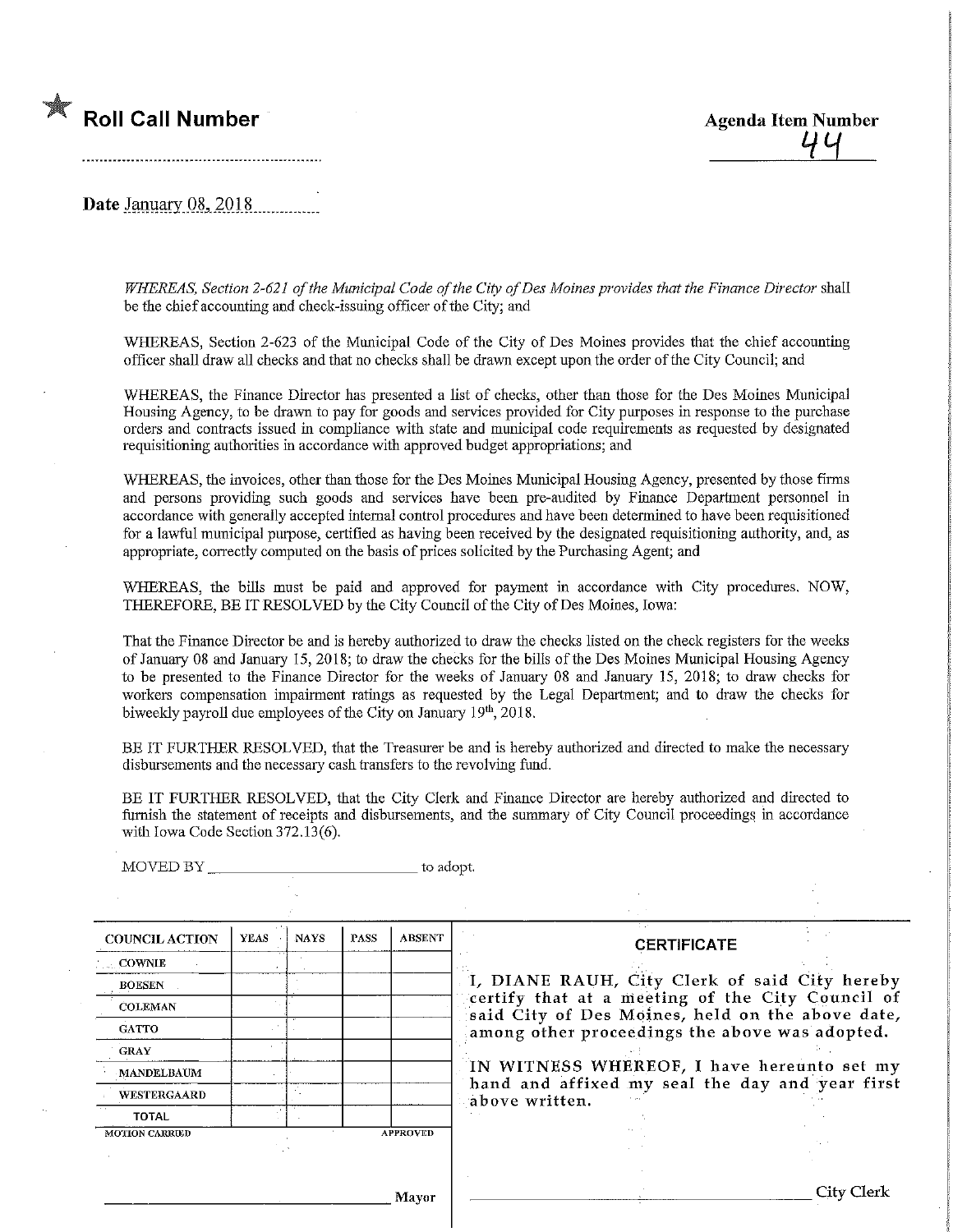★ **Roll Call Number**

..........................................................

**Agenda Item Number**

44

**Date** January 08, 2018

*WHEREAS, Section 2-621 of the Municipal Code of the City of Des Moines provides that the Finance Director* shall be the chief accounting and check-issuing officer of the City; and

WHEREAS, Section 2-623 of the Municipal Code of the City of Des Moines provides that the chief accounting officer shall draw all checks and that no checks shall be drawn except upon the order of the City Council; and

WHEREAS, the Finance Director has presented a list of checks, other than those for the Des Moines Municipal Housing Agency, to be drawn to pay for goods and services provided for City purposes in response to the purchase orders and contracts issued in compliance with state and municipal code requirements as requested by designated requisitioning authorities in accordance with approved budget appropriations; and

WHEREAS, the invoices, other than those for the Des Moines Municipal Housing Agency, presented by those firms and persons providing such goods and services have been pre-audited by Finance Department personnel in accordance with generally accepted internal control procedures and have been determined to have been requisitioned for a lawful municipal purpose, certified as having been received by the designated requisitioning authority, and, as appropriate, correctly computed on the basis of prices solicited by the Purchasing Agent; and

WHEREAS, the bills must be paid and approved for payment in accordance with City procedures. NOW, THEREFORE, BE IT RESOLVED by the City Council of the City of Des Moines, Iowa:

That the Finance Director be and is hereby authorized to draw the checks listed on the check registers for the weeks of January 08 and January 15, 2018; to draw the checks for the bills of the Des Moines Municipal Housing Agency to be presented to the Finance Director for the weeks of January 08 and January 15, 2018; to draw checks for workers compensation impairment ratings as requested by the Legal Department; and to draw the checks for biweekly payroll due employees of the City on January 19th, 2018.

BE IT FURTHER RESOLVED, that the Treasurer be and is hereby authorized and directed to make the necessary disbursements and the necessary cash transfers to the revolving fund.

BE IT FURTHER RESOLVED, that the City Clerk and Finance Director are hereby authorized and directed to furnish the statement of receipts and disbursements, and the summary of City Council proceedings in accordance with Iowa Code Section 372.13(6).

MOVED BY ______________________ to adopt.

| COUNCIL ACTION | YEAS | NAYS | PASS | ABSENT |
|---|---|---|---|---|
| COWNIE | | | | |
| BOESEN | | | | |
| COLEMAN | | | | |
| GATTO | | | | |
| GRAY | | | | |
| MANDELBAUM | | | | |
| WESTERGAARD | | | | |
| TOTAL | | | | |

MOTION CARRIED APPROVED

______________________ Mayor

**CERTIFICATE**

I, DIANE RAUH, City Clerk of said City hereby certify that at a meeting of the City Council of said City of Des Moines, held on the above date, among other proceedings the above was adopted.

IN WITNESS WHEREOF, I have hereunto set my hand and affixed my seal the day and year first above written.

______________________ City Clerk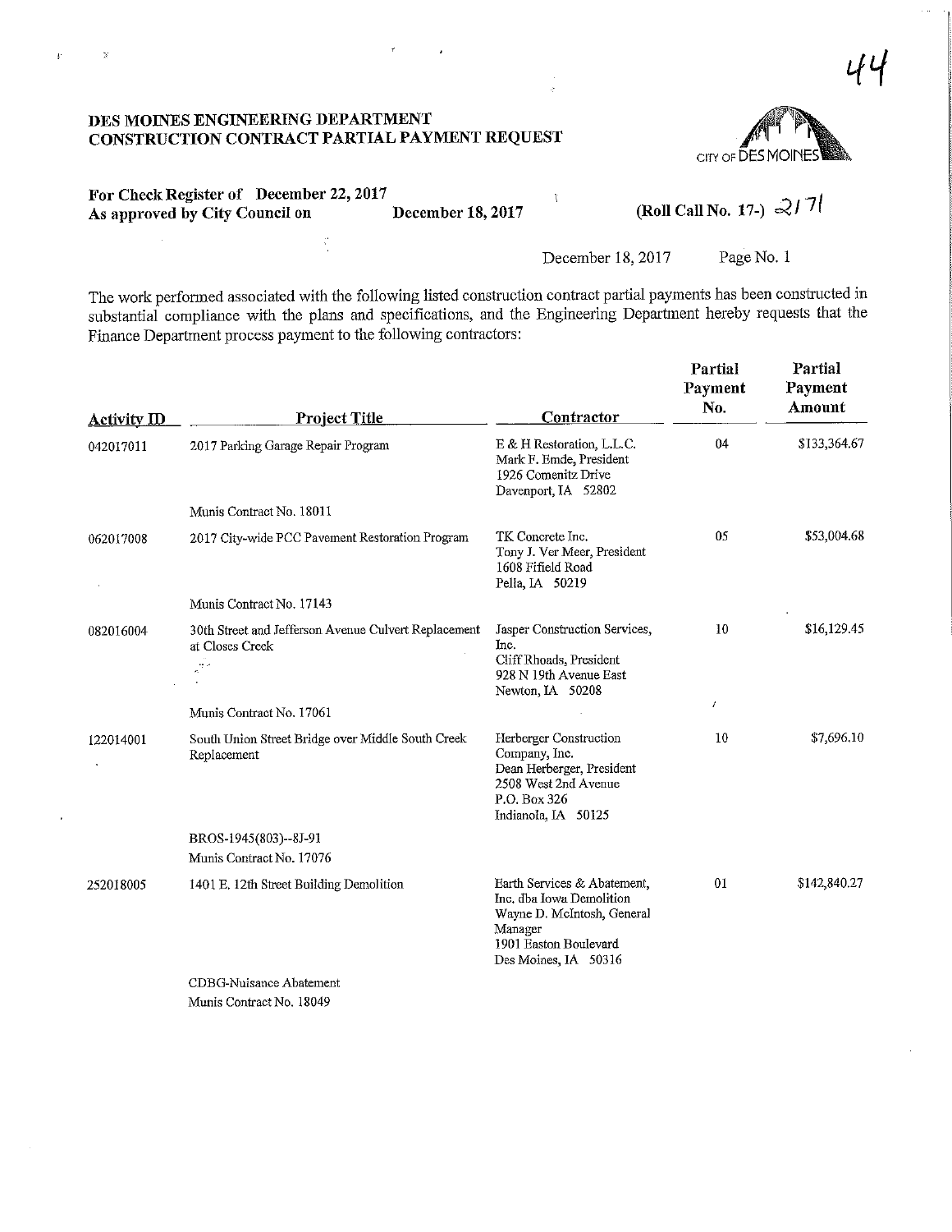44

**DES MOINES ENGINEERING DEPARTMENT**
**CONSTRUCTION CONTRACT PARTIAL PAYMENT REQUEST**

CITY OF DES MOINES

**For Check Register of December 22, 2017**
**As approved by City Council on December 18, 2017**

**(Roll Call No. 17-)** 2171

December 18, 2017 Page No. 1

The work performed associated with the following listed construction contract partial payments has been constructed in substantial compliance with the plans and specifications, and the Engineering Department hereby requests that the Finance Department process payment to the following contractors:

| Activity ID | Project Title | Contractor | Partial Payment No. | Partial Payment Amount |
|---|---|---|---|---|
| 042017011 | 2017 Parking Garage Repair Program<br><br>Munis Contract No. 18011 | E & H Restoration, L.L.C.<br>Mark F. Emde, President<br>1926 Comenitz Drive<br>Davenport, IA 52802 | 04 | $133,364.67 |
| 062017008 | 2017 City-wide PCC Pavement Restoration Program<br><br>Munis Contract No. 17143 | TK Concrete Inc.<br>Tony J. Ver Meer, President<br>1608 Fifield Road<br>Pella, IA 50219 | 05 | $53,004.68 |
| 082016004 | 30th Street and Jefferson Avenue Culvert Replacement at Closes Creek<br><br>Munis Contract No. 17061 | Jasper Construction Services, Inc.<br>Cliff Rhoads, President<br>928 N 19th Avenue East<br>Newton, IA 50208 | 10 | $16,129.45 |
| 122014001 | South Union Street Bridge over Middle South Creek Replacement<br><br>BROS-1945(803)--8J-91<br>Munis Contract No. 17076 | Herberger Construction Company, Inc.<br>Dean Herberger, President<br>2508 West 2nd Avenue<br>P.O. Box 326<br>Indianola, IA 50125 | 10 | $7,696.10 |
| 252018005 | 1401 E. 12th Street Building Demolition<br><br>CDBG-Nuisance Abatement<br>Munis Contract No. 18049 | Earth Services & Abatement, Inc. dba Iowa Demolition<br>Wayne D. McIntosh, General Manager<br>1901 Easton Boulevard<br>Des Moines, IA 50316 | 01 | $142,840.27 |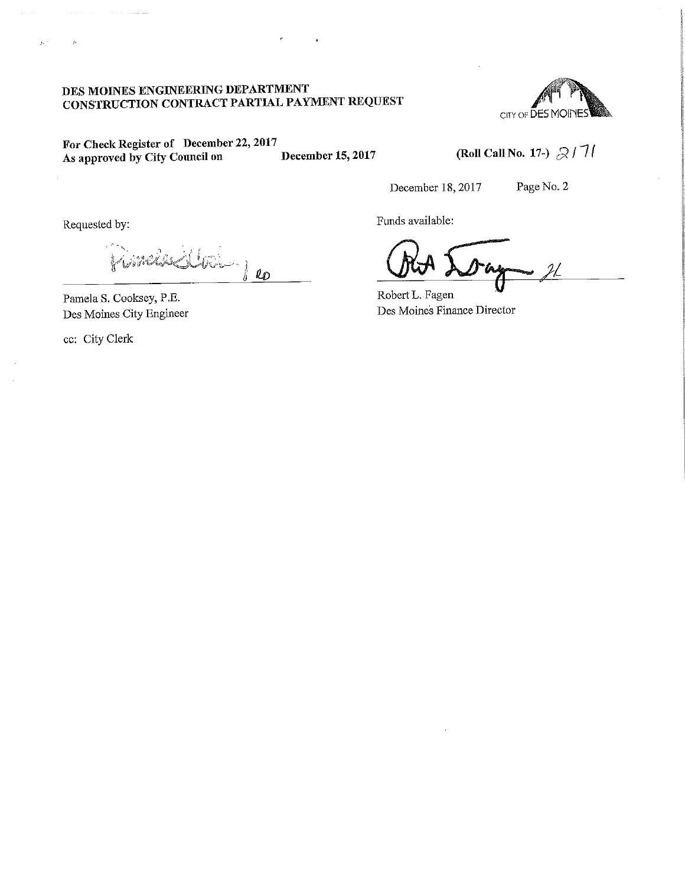**DES MOINES ENGINEERING DEPARTMENT**
**CONSTRUCTION CONTRACT PARTIAL PAYMENT REQUEST**

**For Check Register of December 22, 2017**
**As approved by City Council on December 15, 2017**

**(Roll Call No. 17-)** 2171

December 18, 2017 Page No. 2

Requested by:

Pamela S. Cooksey, P.E.
Des Moines City Engineer

cc: City Clerk

Funds available:

Robert L. Fagen
Des Moines Finance Director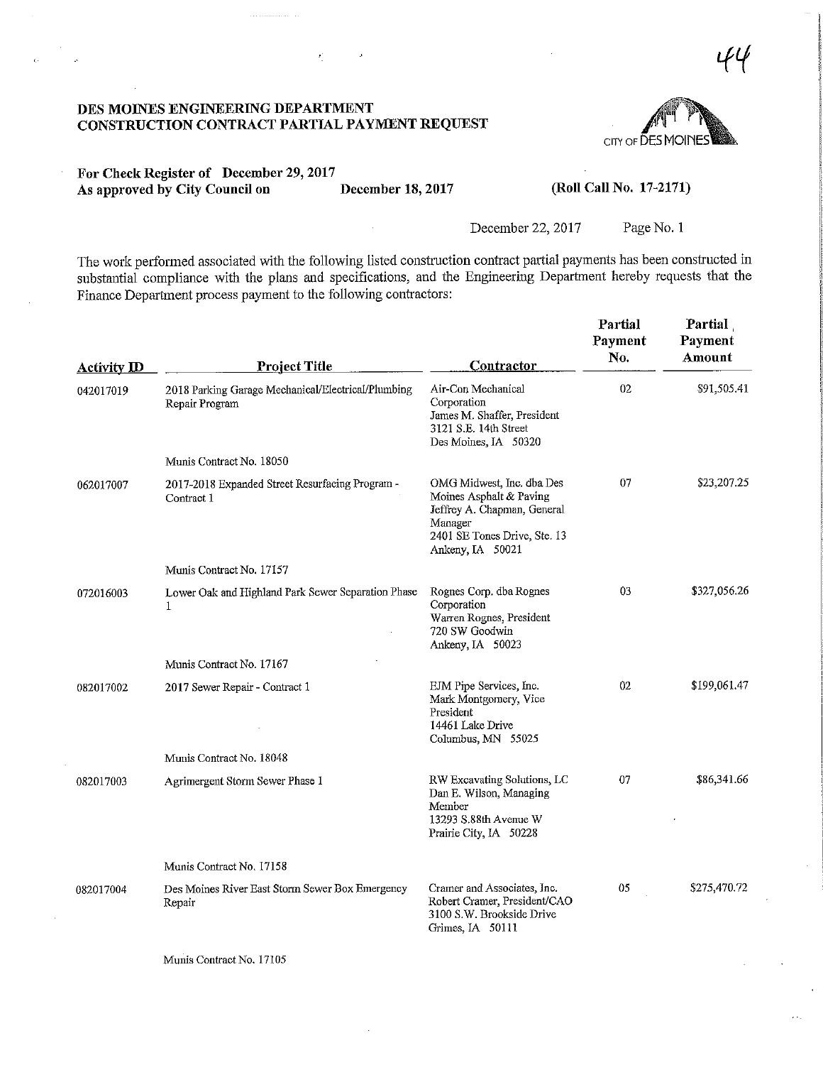# DES MOINES ENGINEERING DEPARTMENT
# CONSTRUCTION CONTRACT PARTIAL PAYMENT REQUEST

**For Check Register of December 29, 2017**
**As approved by City Council on December 18, 2017** **(Roll Call No. 17-2171)**

December 22, 2017 Page No. 1

The work performed associated with the following listed construction contract partial payments has been constructed in substantial compliance with the plans and specifications, and the Engineering Department hereby requests that the Finance Department process payment to the following contractors:

| Activity ID | Project Title | Contractor | Partial Payment No. | Partial Payment Amount |
|---|---|---|---|---|
| 042017019 | 2018 Parking Garage Mechanical/Electrical/Plumbing Repair Program<br>Munis Contract No. 18050 | Air-Con Mechanical Corporation<br>James M. Shaffer, President<br>3121 S.E. 14th Street<br>Des Moines, IA 50320 | 02 | $91,505.41 |
| 062017007 | 2017-2018 Expanded Street Resurfacing Program - Contract 1<br>Munis Contract No. 17157 | OMG Midwest, Inc. dba Des Moines Asphalt & Paving<br>Jeffrey A. Chapman, General Manager<br>2401 SE Tones Drive, Ste. 13<br>Ankeny, IA 50021 | 07 | $23,207.25 |
| 072016003 | Lower Oak and Highland Park Sewer Separation Phase 1<br>Munis Contract No. 17167 | Rognes Corp. dba Rognes Corporation<br>Warren Rognes, President<br>720 SW Goodwin<br>Ankeny, IA 50023 | 03 | $327,056.26 |
| 082017002 | 2017 Sewer Repair - Contract 1<br>Munis Contract No. 18048 | EJM Pipe Services, Inc.<br>Mark Montgomery, Vice President<br>14461 Lake Drive<br>Columbus, MN 55025 | 02 | $199,061.47 |
| 082017003 | Agrimergent Storm Sewer Phase 1<br>Munis Contract No. 17158 | RW Excavating Solutions, LC<br>Dan E. Wilson, Managing Member<br>13293 S.88th Avenue W<br>Prairie City, IA 50228 | 07 | $86,341.66 |
| 082017004 | Des Moines River East Storm Sewer Box Emergency Repair<br>Munis Contract No. 17105 | Cramer and Associates, Inc.<br>Robert Cramer, President/CAO<br>3100 S.W. Brookside Drive<br>Grimes, IA 50111 | 05 | $275,470.72 |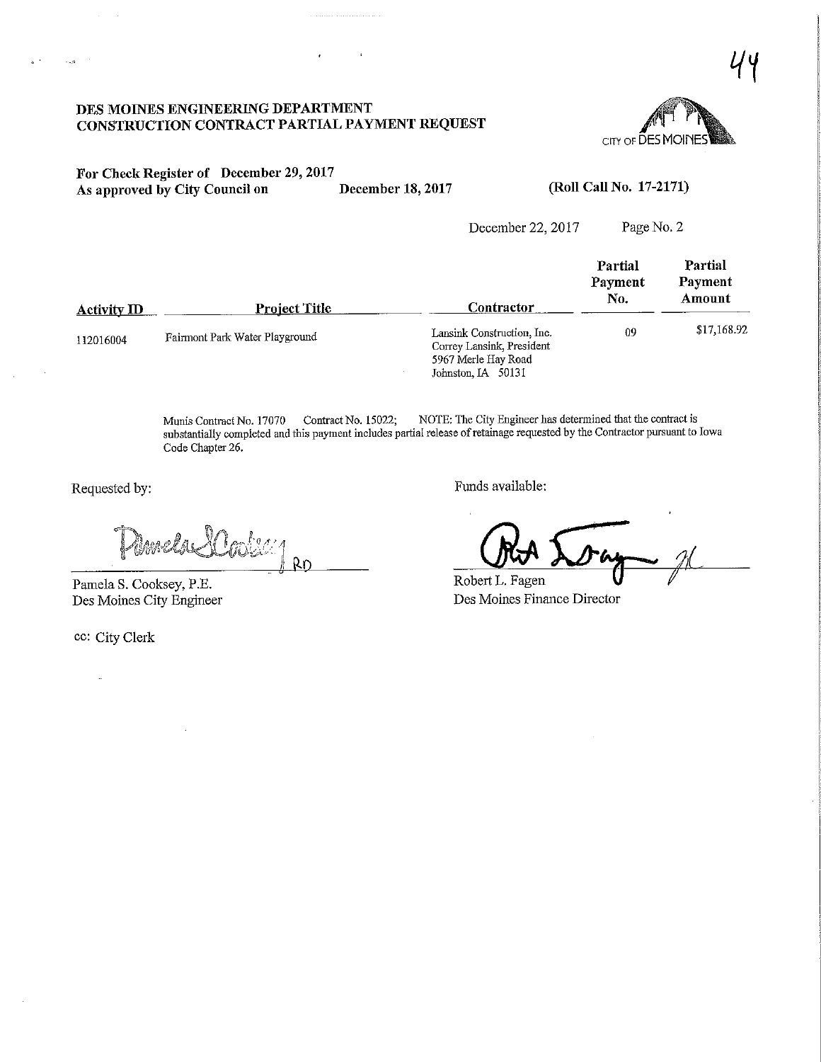**DES MOINES ENGINEERING DEPARTMENT**
**CONSTRUCTION CONTRACT PARTIAL PAYMENT REQUEST**

**For Check Register of December 29, 2017**
**As approved by City Council on December 18, 2017** **(Roll Call No. 17-2171)**

December 22, 2017

| Activity ID | Project Title | Contractor | Partial Payment No. | Partial Payment Amount |
|---|---|---|---|---|
| 112016004 | Fairmont Park Water Playground | Lansink Construction, Inc.<br>Correy Lansink, President<br>5967 Merle Hay Road<br>Johnston, IA 50131 | 09 | $17,168.92 |

Munis Contract No. 17070 Contract No. 15022; NOTE: The City Engineer has determined that the contract is substantially completed and this payment includes partial release of retainage requested by the Contractor pursuant to Iowa Code Chapter 26.

Requested by:

Pamela S. Cooksey, P.E.
Des Moines City Engineer

Funds available:

Robert L. Fagen
Des Moines Finance Director

cc: City Clerk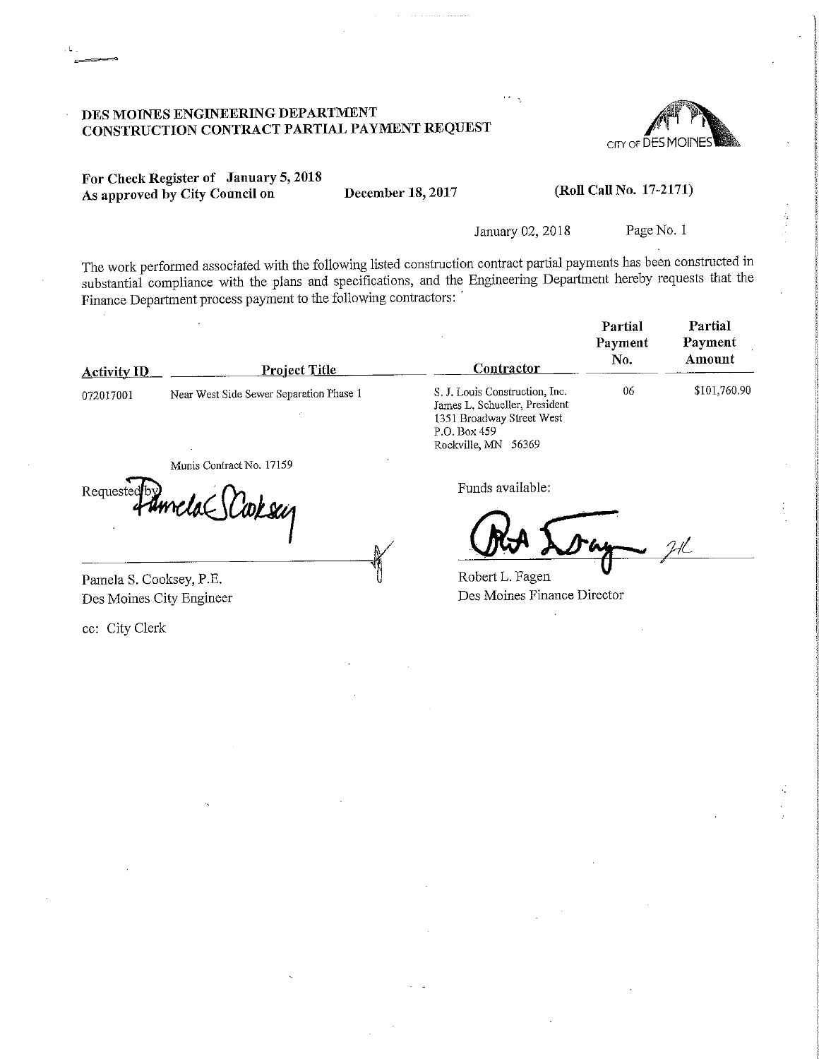**DES MOINES ENGINEERING DEPARTMENT**
**CONSTRUCTION CONTRACT PARTIAL PAYMENT REQUEST**

CITY OF DES MOINES

**For Check Register of January 5, 2018**
**As approved by City Council on** **December 18, 2017** **(Roll Call No. 17-2171)**

January 02, 2018 Page No. 1

The work performed associated with the following listed construction contract partial payments has been constructed in substantial compliance with the plans and specifications, and the Engineering Department hereby requests that the Finance Department process payment to the following contractors:

| Activity ID | Project Title | Contractor | Partial Payment No. | Partial Payment Amount |
|---|---|---|---|---|
| 072017001 | Near West Side Sewer Separation Phase 1 | S. J. Louis Construction, Inc.<br>James L. Schueller, President<br>1351 Broadway Street West<br>P.O. Box 459<br>Rockville, MN 56369 | 06 | $101,760.90 |

Munis Contract No. 17159

Requested by: Pamela S. Cooksey

Pamela S. Cooksey, P.E.
Des Moines City Engineer

Funds available:

Robert L. Fagen
Des Moines Finance Director

cc: City Clerk